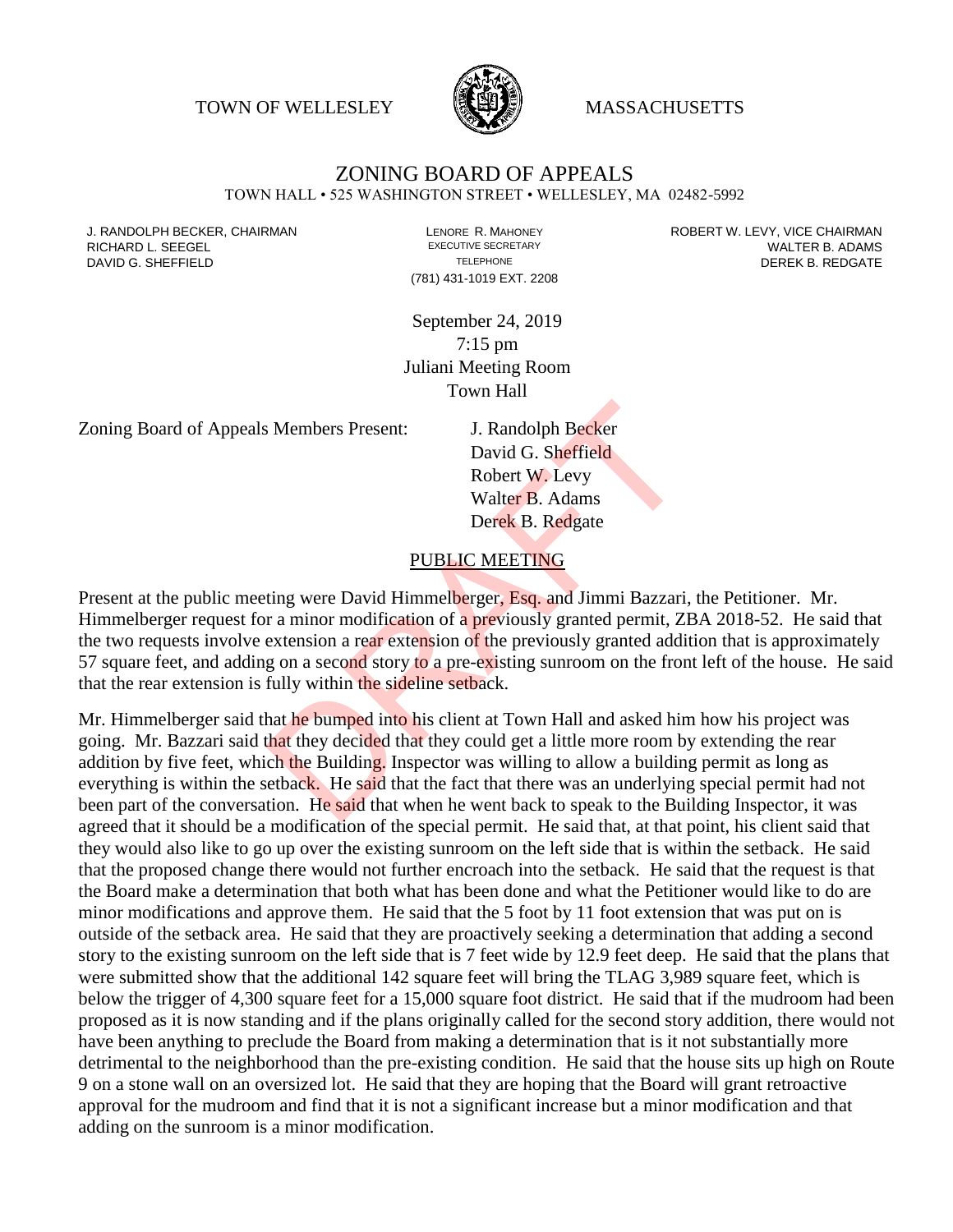TOWN OF WELLESLEY MASSACHUSETTS

# ZONING BOARD OF APPEALS

TOWN HALL • 525 WASHINGTON STREET • WELLESLEY, MA 02482-5992

J. RANDOLPH BECKER, CHAIRMAN
RICHARD L. SEEGEL
DAVID G. SHEFFIELD

LENORE R. MAHONEY
EXECUTIVE SECRETARY
TELEPHONE
(781) 431-1019 EXT. 2208

ROBERT W. LEVY, VICE CHAIRMAN
WALTER B. ADAMS
DEREK B. REDGATE

September 24, 2019
7:15 pm
Juliani Meeting Room
Town Hall

Zoning Board of Appeals Members Present:

J. Randolph Becker
David G. Sheffield
Robert W. Levy
Walter B. Adams
Derek B. Redgate

## PUBLIC MEETING

Present at the public meeting were David Himmelberger, Esq. and Jimmi Bazzari, the Petitioner. Mr. Himmelberger request for a minor modification of a previously granted permit, ZBA 2018-52. He said that the two requests involve extension a rear extension of the previously granted addition that is approximately 57 square feet, and adding on a second story to a pre-existing sunroom on the front left of the house. He said that the rear extension is fully within the sideline setback.

Mr. Himmelberger said that he bumped into his client at Town Hall and asked him how his project was going. Mr. Bazzari said that that they decided that they could get a little more room by extending the rear addition by five feet, which the Building. Inspector was willing to allow a building permit as long as everything is within the setback. He said that the fact that there was an underlying special permit had not been part of the conversation. He said that when he went back to speak to the Building Inspector, it was agreed that it should be a modification of the special permit. He said that, at that point, his client said that they would also like to go up over the existing sunroom on the left side that is within the setback. He said that the proposed change there would not further encroach into the setback. He said that the request is that the Board make a determination that both what has been done and what the Petitioner would like to do are minor modifications and approve them. He said that the 5 foot by 11 foot extension that was put on is outside of the setback area. He said that they are proactively seeking a determination that adding a second story to the existing sunroom on the left side that is 7 feet wide by 12.9 feet deep. He said that the plans that were submitted show that the additional 142 square feet will bring the TLAG 3,989 square feet, which is below the trigger of 4,300 square feet for a 15,000 square foot district. He said that if the mudroom had been proposed as it is now standing and if the plans originally called for the second story addition, there would not have been anything to preclude the Board from making a determination that is it not substantially more detrimental to the neighborhood than the pre-existing condition. He said that the house sits up high on Route 9 on a stone wall on an oversized lot. He said that they are hoping that the Board will grant retroactive approval for the mudroom and find that it is not a significant increase but a minor modification and that adding on the sunroom is a minor modification.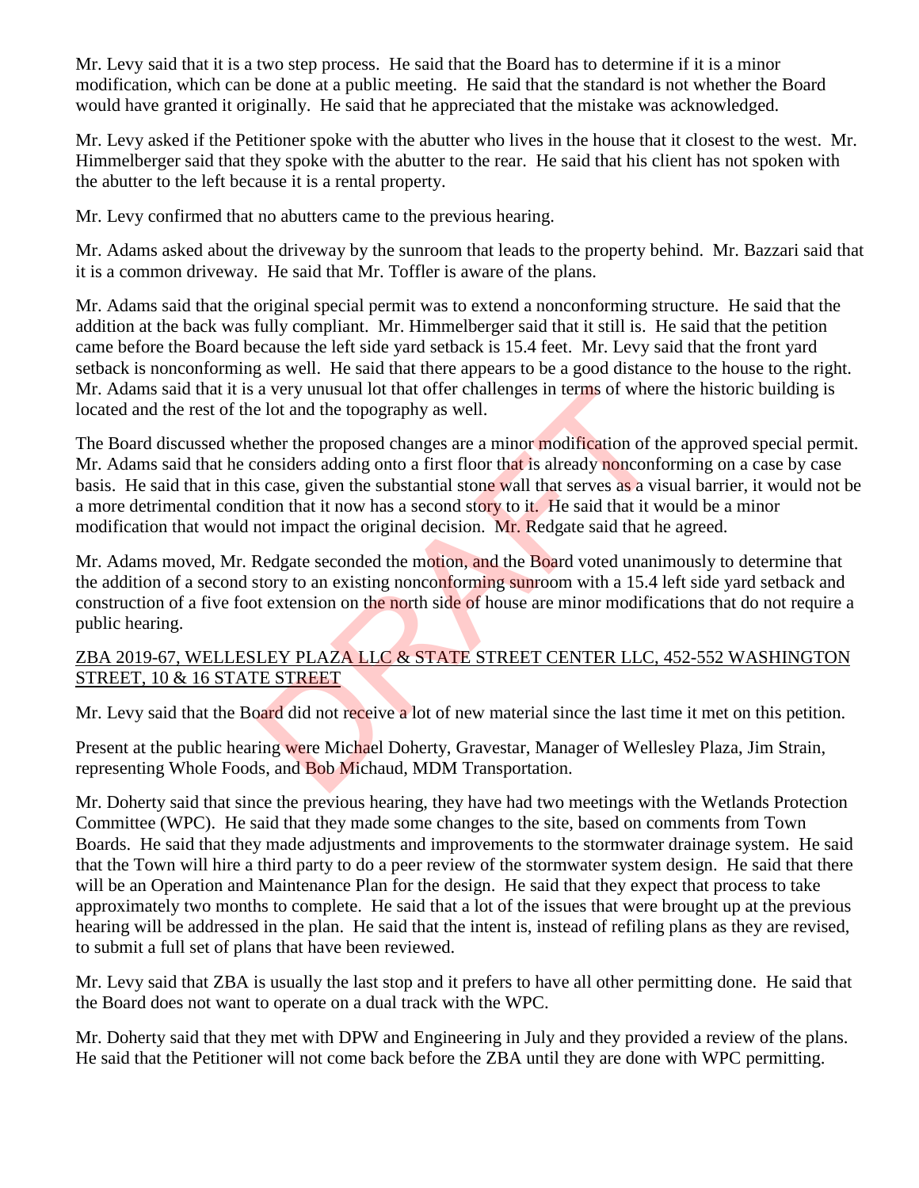Mr. Levy said that it is a two step process. He said that the Board has to determine if it is a minor modification, which can be done at a public meeting. He said that the standard is not whether the Board would have granted it originally. He said that he appreciated that the mistake was acknowledged.

Mr. Levy asked if the Petitioner spoke with the abutter who lives in the house that it closest to the west. Mr. Himmelberger said that they spoke with the abutter to the rear. He said that his client has not spoken with the abutter to the left because it is a rental property.

Mr. Levy confirmed that no abutters came to the previous hearing.

Mr. Adams asked about the driveway by the sunroom that leads to the property behind. Mr. Bazzari said that it is a common driveway. He said that Mr. Toffler is aware of the plans.

Mr. Adams said that the original special permit was to extend a nonconforming structure. He said that the addition at the back was fully compliant. Mr. Himmelberger said that it still is. He said that the petition came before the Board because the left side yard setback is 15.4 feet. Mr. Levy said that the front yard setback is nonconforming as well. He said that there appears to be a good distance to the house to the right. Mr. Adams said that it is a very unusual lot that offer challenges in terms of where the historic building is located and the rest of the lot and the topography as well.

The Board discussed whether the proposed changes are a minor modification of the approved special permit. Mr. Adams said that he considers adding onto a first floor that is already nonconforming on a case by case basis. He said that in this case, given the substantial stone wall that serves as a visual barrier, it would not be a more detrimental condition that it now has a second story to it. He said that it would be a minor modification that would not impact the original decision. Mr. Redgate said that he agreed.

Mr. Adams moved, Mr. Redgate seconded the motion, and the Board voted unanimously to determine that the addition of a second story to an existing nonconforming sunroom with a 15.4 left side yard setback and construction of a five foot extension on the north side of house are minor modifications that do not require a public hearing.

<u>ZBA 2019-67, WELLESLEY PLAZA LLC & STATE STREET CENTER LLC, 452-552 WASHINGTON STREET, 10 & 16 STATE STREET</u>

Mr. Levy said that the Board did not receive a lot of new material since the last time it met on this petition.

Present at the public hearing were Michael Doherty, Gravestar, Manager of Wellesley Plaza, Jim Strain, representing Whole Foods, and Bob Michaud, MDM Transportation.

Mr. Doherty said that since the previous hearing, they have had two meetings with the Wetlands Protection Committee (WPC). He said that they made some changes to the site, based on comments from Town Boards. He said that they made adjustments and improvements to the stormwater drainage system. He said that the Town will hire a third party to do a peer review of the stormwater system design. He said that there will be an Operation and Maintenance Plan for the design. He said that they expect that process to take approximately two months to complete. He said that a lot of the issues that were brought up at the previous hearing will be addressed in the plan. He said that the intent is, instead of refiling plans as they are revised, to submit a full set of plans that have been reviewed.

Mr. Levy said that ZBA is usually the last stop and it prefers to have all other permitting done. He said that the Board does not want to operate on a dual track with the WPC.

Mr. Doherty said that they met with DPW and Engineering in July and they provided a review of the plans. He said that the Petitioner will not come back before the ZBA until they are done with WPC permitting.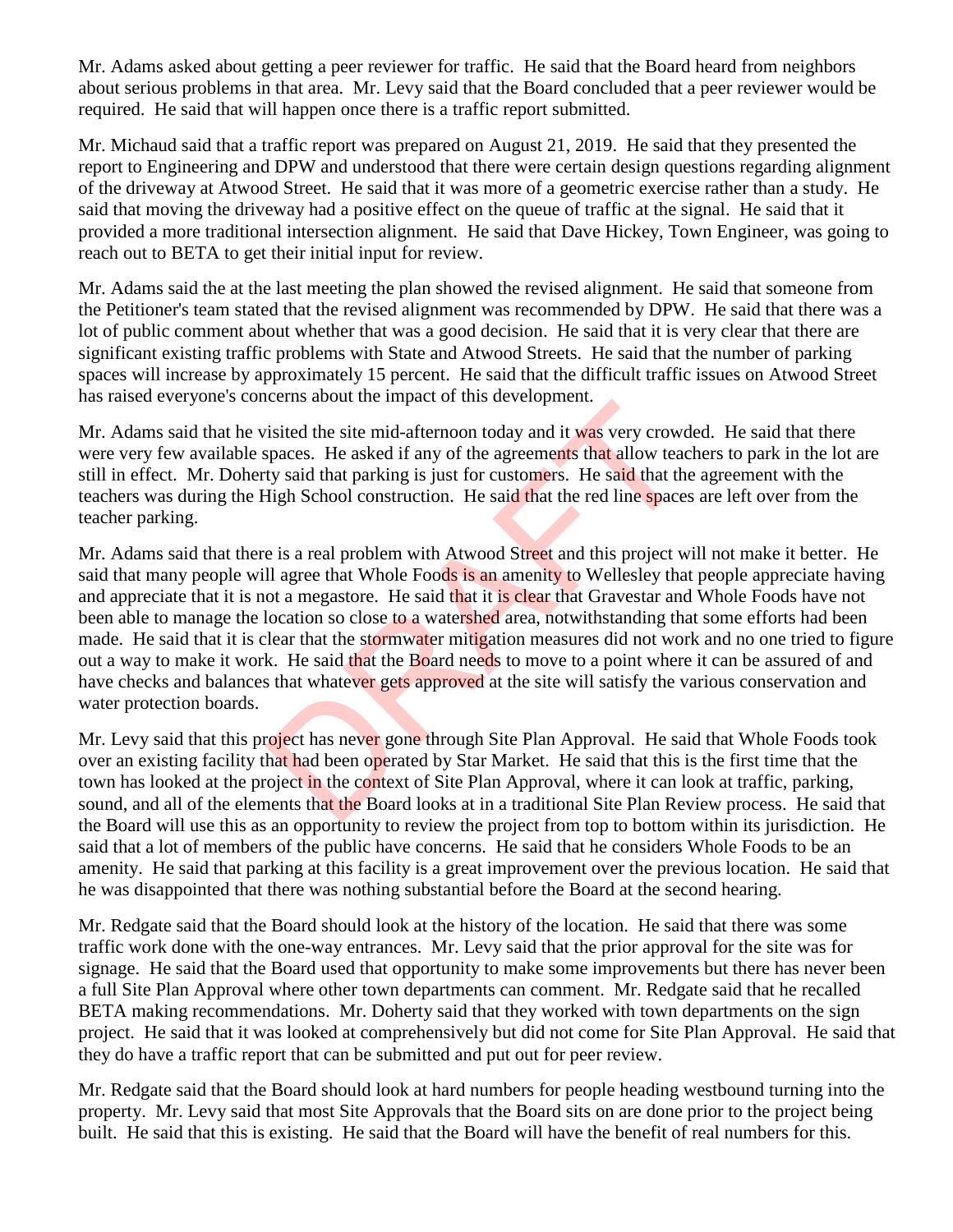Mr. Adams asked about getting a peer reviewer for traffic. He said that the Board heard from neighbors about serious problems in that area. Mr. Levy said that the Board concluded that a peer reviewer would be required. He said that will happen once there is a traffic report submitted.

Mr. Michaud said that a traffic report was prepared on August 21, 2019. He said that they presented the report to Engineering and DPW and understood that there were certain design questions regarding alignment of the driveway at Atwood Street. He said that it was more of a geometric exercise rather than a study. He said that moving the driveway had a positive effect on the queue of traffic at the signal. He said that it provided a more traditional intersection alignment. He said that Dave Hickey, Town Engineer, was going to reach out to BETA to get their initial input for review.

Mr. Adams said the at the last meeting the plan showed the revised alignment. He said that someone from the Petitioner's team stated that the revised alignment was recommended by DPW. He said that there was a lot of public comment about whether that was a good decision. He said that it is very clear that there are significant existing traffic problems with State and Atwood Streets. He said that the number of parking spaces will increase by approximately 15 percent. He said that the difficult traffic issues on Atwood Street has raised everyone's concerns about the impact of this development.

Mr. Adams said that he visited the site mid-afternoon today and it was very crowded. He said that there were very few available spaces. He asked if any of the agreements that allow teachers to park in the lot are still in effect. Mr. Doherty said that parking is just for customers. He said that the agreement with the teachers was during the High School construction. He said that the red line spaces are left over from the teacher parking.

Mr. Adams said that there is a real problem with Atwood Street and this project will not make it better. He said that many people will agree that Whole Foods is an amenity to Wellesley that people appreciate having and appreciate that it is not a megastore. He said that it is clear that Gravestar and Whole Foods have not been able to manage the location so close to a watershed area, notwithstanding that some efforts had been made. He said that it is clear that the stormwater mitigation measures did not work and no one tried to figure out a way to make it work. He said that the Board needs to move to a point where it can be assured of and have checks and balances that whatever gets approved at the site will satisfy the various conservation and water protection boards.

Mr. Levy said that this project has never gone through Site Plan Approval. He said that Whole Foods took over an existing facility that had been operated by Star Market. He said that this is the first time that the town has looked at the project in the context of Site Plan Approval, where it can look at traffic, parking, sound, and all of the elements that the Board looks at in a traditional Site Plan Review process. He said that the Board will use this as an opportunity to review the project from top to bottom within its jurisdiction. He said that a lot of members of the public have concerns. He said that he considers Whole Foods to be an amenity. He said that parking at this facility is a great improvement over the previous location. He said that he was disappointed that there was nothing substantial before the Board at the second hearing.

Mr. Redgate said that the Board should look at the history of the location. He said that there was some traffic work done with the one-way entrances. Mr. Levy said that the prior approval for the site was for signage. He said that the Board used that opportunity to make some improvements but there has never been a full Site Plan Approval where other town departments can comment. Mr. Redgate said that he recalled BETA making recommendations. Mr. Doherty said that they worked with town departments on the sign project. He said that it was looked at comprehensively but did not come for Site Plan Approval. He said that they do have a traffic report that can be submitted and put out for peer review.

Mr. Redgate said that the Board should look at hard numbers for people heading westbound turning into the property. Mr. Levy said that most Site Approvals that the Board sits on are done prior to the project being built. He said that this is existing. He said that the Board will have the benefit of real numbers for this.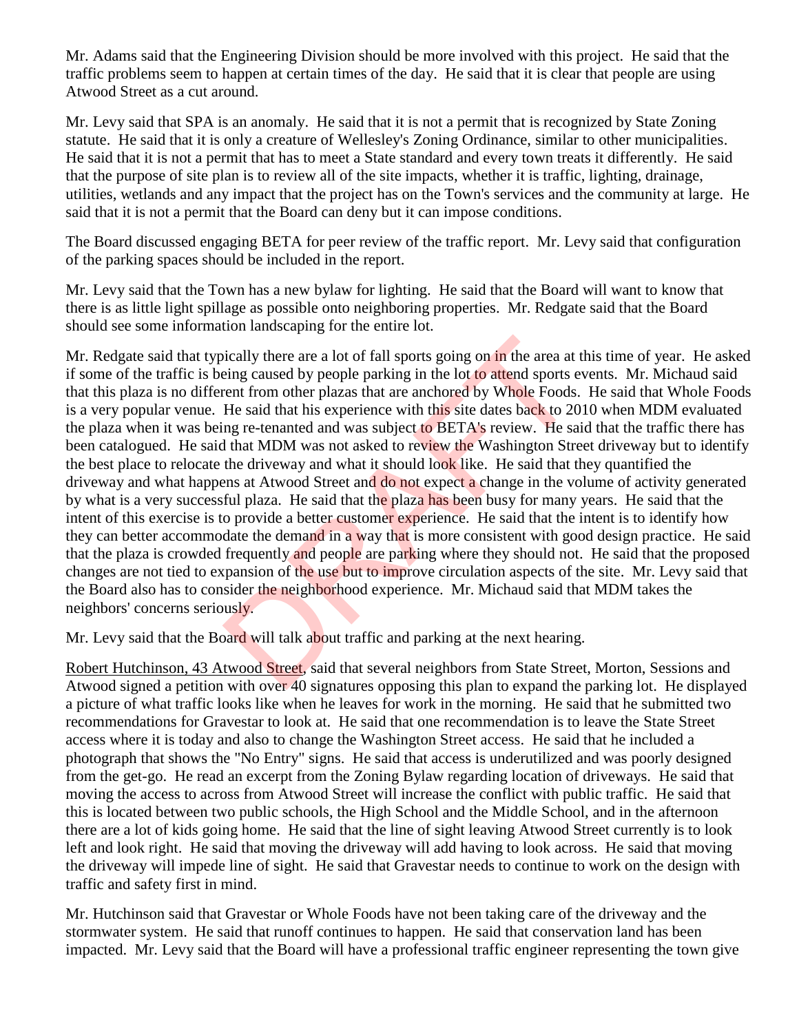Mr. Adams said that the Engineering Division should be more involved with this project. He said that the traffic problems seem to happen at certain times of the day. He said that it is clear that people are using Atwood Street as a cut around.

Mr. Levy said that SPA is an anomaly. He said that it is not a permit that is recognized by State Zoning statute. He said that it is only a creature of Wellesley's Zoning Ordinance, similar to other municipalities. He said that it is not a permit that has to meet a State standard and every town treats it differently. He said that the purpose of site plan is to review all of the site impacts, whether it is traffic, lighting, drainage, utilities, wetlands and any impact that the project has on the Town's services and the community at large. He said that it is not a permit that the Board can deny but it can impose conditions.

The Board discussed engaging BETA for peer review of the traffic report. Mr. Levy said that configuration of the parking spaces should be included in the report.

Mr. Levy said that the Town has a new bylaw for lighting. He said that the Board will want to know that there is as little light spillage as possible onto neighboring properties. Mr. Redgate said that the Board should see some information landscaping for the entire lot.

Mr. Redgate said that typically there are a lot of fall sports going on in the area at this time of year. He asked if some of the traffic is being caused by people parking in the lot to attend sports events. Mr. Michaud said that this plaza is no different from other plazas that are anchored by Whole Foods. He said that Whole Foods is a very popular venue. He said that his experience with this site dates back to 2010 when MDM evaluated the plaza when it was being re-tenanted and was subject to BETA's review. He said that the traffic there has been catalogued. He said that MDM was not asked to review the Washington Street driveway but to identify the best place to relocate the driveway and what it should look like. He said that they quantified the driveway and what happens at Atwood Street and do not expect a change in the volume of activity generated by what is a very successful plaza. He said that the plaza has been busy for many years. He said that the intent of this exercise is to provide a better customer experience. He said that the intent is to identify how they can better accommodate the demand in a way that is more consistent with good design practice. He said that the plaza is crowded frequently and people are parking where they should not. He said that the proposed changes are not tied to expansion of the use but to improve circulation aspects of the site. Mr. Levy said that the Board also has to consider the neighborhood experience. Mr. Michaud said that MDM takes the neighbors' concerns seriously.

Mr. Levy said that the Board will talk about traffic and parking at the next hearing.

Robert Hutchinson, 43 Atwood Street, said that several neighbors from State Street, Morton, Sessions and Atwood signed a petition with over 40 signatures opposing this plan to expand the parking lot. He displayed a picture of what traffic looks like when he leaves for work in the morning. He said that he submitted two recommendations for Gravestar to look at. He said that one recommendation is to leave the State Street access where it is today and also to change the Washington Street access. He said that he included a photograph that shows the "No Entry" signs. He said that access is underutilized and was poorly designed from the get-go. He read an excerpt from the Zoning Bylaw regarding location of driveways. He said that moving the access to across from Atwood Street will increase the conflict with public traffic. He said that this is located between two public schools, the High School and the Middle School, and in the afternoon there are a lot of kids going home. He said that the line of sight leaving Atwood Street currently is to look left and look right. He said that moving the driveway will add having to look across. He said that moving the driveway will impede line of sight. He said that Gravestar needs to continue to work on the design with traffic and safety first in mind.

Mr. Hutchinson said that Gravestar or Whole Foods have not been taking care of the driveway and the stormwater system. He said that runoff continues to happen. He said that conservation land has been impacted. Mr. Levy said that the Board will have a professional traffic engineer representing the town give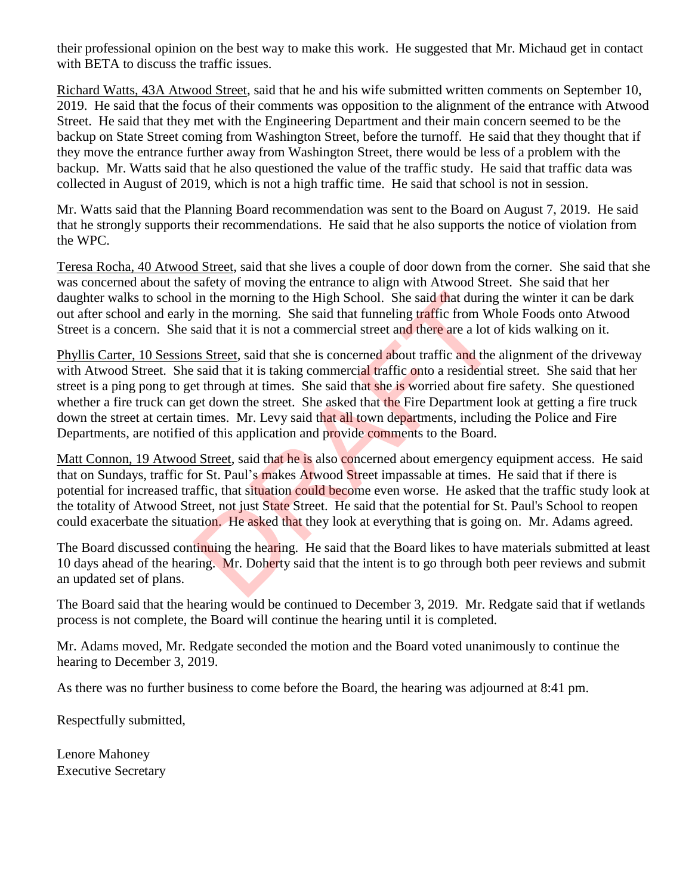their professional opinion on the best way to make this work. He suggested that Mr. Michaud get in contact with BETA to discuss the traffic issues.

Richard Watts, 43A Atwood Street, said that he and his wife submitted written comments on September 10, 2019. He said that the focus of their comments was opposition to the alignment of the entrance with Atwood Street. He said that they met with the Engineering Department and their main concern seemed to be the backup on State Street coming from Washington Street, before the turnoff. He said that they thought that if they move the entrance further away from Washington Street, there would be less of a problem with the backup. Mr. Watts said that he also questioned the value of the traffic study. He said that traffic data was collected in August of 2019, which is not a high traffic time. He said that school is not in session.

Mr. Watts said that the Planning Board recommendation was sent to the Board on August 7, 2019. He said that he strongly supports their recommendations. He said that he also supports the notice of violation from the WPC.

Teresa Rocha, 40 Atwood Street, said that she lives a couple of door down from the corner. She said that she was concerned about the safety of moving the entrance to align with Atwood Street. She said that her daughter walks to school in the morning to the High School. She said that during the winter it can be dark out after school and early in the morning. She said that funneling traffic from Whole Foods onto Atwood Street is a concern. She said that it is not a commercial street and there are a lot of kids walking on it.

Phyllis Carter, 10 Sessions Street, said that she is concerned about traffic and the alignment of the driveway with Atwood Street. She said that it is taking commercial traffic onto a residential street. She said that her street is a ping pong to get through at times. She said that she is worried about fire safety. She questioned whether a fire truck can get down the street. She asked that the Fire Department look at getting a fire truck down the street at certain times. Mr. Levy said that all town departments, including the Police and Fire Departments, are notified of this application and provide comments to the Board.

Matt Connon, 19 Atwood Street, said that he is also concerned about emergency equipment access. He said that on Sundays, traffic for St. Paul's makes Atwood Street impassable at times. He said that if there is potential for increased traffic, that situation could become even worse. He asked that the traffic study look at the totality of Atwood Street, not just State Street. He said that the potential for St. Paul's School to reopen could exacerbate the situation. He asked that they look at everything that is going on. Mr. Adams agreed.

The Board discussed continuing the hearing. He said that the Board likes to have materials submitted at least 10 days ahead of the hearing. Mr. Doherty said that the intent is to go through both peer reviews and submit an updated set of plans.

The Board said that the hearing would be continued to December 3, 2019. Mr. Redgate said that if wetlands process is not complete, the Board will continue the hearing until it is completed.

Mr. Adams moved, Mr. Redgate seconded the motion and the Board voted unanimously to continue the hearing to December 3, 2019.

As there was no further business to come before the Board, the hearing was adjourned at 8:41 pm.

Respectfully submitted,

Lenore Mahoney
Executive Secretary